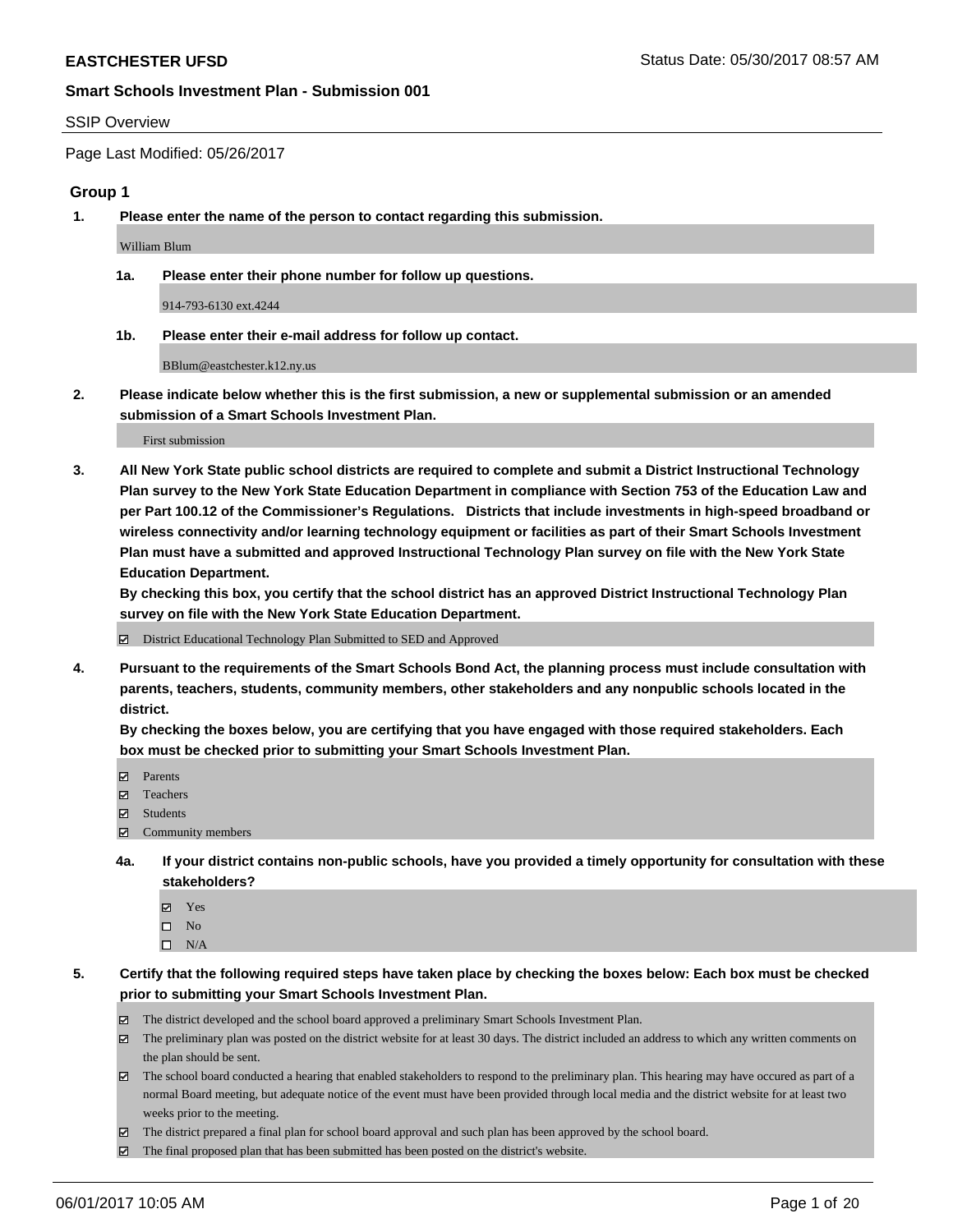**EASTCHESTER UFSD** Status Date: 05/30/2017 08:57 AM

**Smart Schools Investment Plan - Submission 001**

SSIP Overview

Page Last Modified: 05/26/2017

### Group 1

**1. Please enter the name of the person to contact regarding this submission.**

William Blum

**1a. Please enter their phone number for follow up questions.**

914-793-6130 ext.4244

**1b. Please enter their e-mail address for follow up contact.**

BBlum@eastchester.k12.ny.us

**2. Please indicate below whether this is the first submission, a new or supplemental submission or an amended submission of a Smart Schools Investment Plan.**

First submission

**3. All New York State public school districts are required to complete and submit a District Instructional Technology Plan survey to the New York State Education Department in compliance with Section 753 of the Education Law and per Part 100.12 of the Commissioner's Regulations. Districts that include investments in high-speed broadband or wireless connectivity and/or learning technology equipment or facilities as part of their Smart Schools Investment Plan must have a submitted and approved Instructional Technology Plan survey on file with the New York State Education Department.**
**By checking this box, you certify that the school district has an approved District Instructional Technology Plan survey on file with the New York State Education Department.**

☑ District Educational Technology Plan Submitted to SED and Approved

**4. Pursuant to the requirements of the Smart Schools Bond Act, the planning process must include consultation with parents, teachers, students, community members, other stakeholders and any nonpublic schools located in the district.**
**By checking the boxes below, you are certifying that you have engaged with those required stakeholders. Each box must be checked prior to submitting your Smart Schools Investment Plan.**

☑ Parents
☑ Teachers
☑ Students
☑ Community members

**4a. If your district contains non-public schools, have you provided a timely opportunity for consultation with these stakeholders?**

☑ Yes
☐ No
☐ N/A

**5. Certify that the following required steps have taken place by checking the boxes below: Each box must be checked prior to submitting your Smart Schools Investment Plan.**

☑ The district developed and the school board approved a preliminary Smart Schools Investment Plan.
☑ The preliminary plan was posted on the district website for at least 30 days. The district included an address to which any written comments on the plan should be sent.
☑ The school board conducted a hearing that enabled stakeholders to respond to the preliminary plan. This hearing may have occured as part of a normal Board meeting, but adequate notice of the event must have been provided through local media and the district website for at least two weeks prior to the meeting.
☑ The district prepared a final plan for school board approval and such plan has been approved by the school board.
☑ The final proposed plan that has been submitted has been posted on the district's website.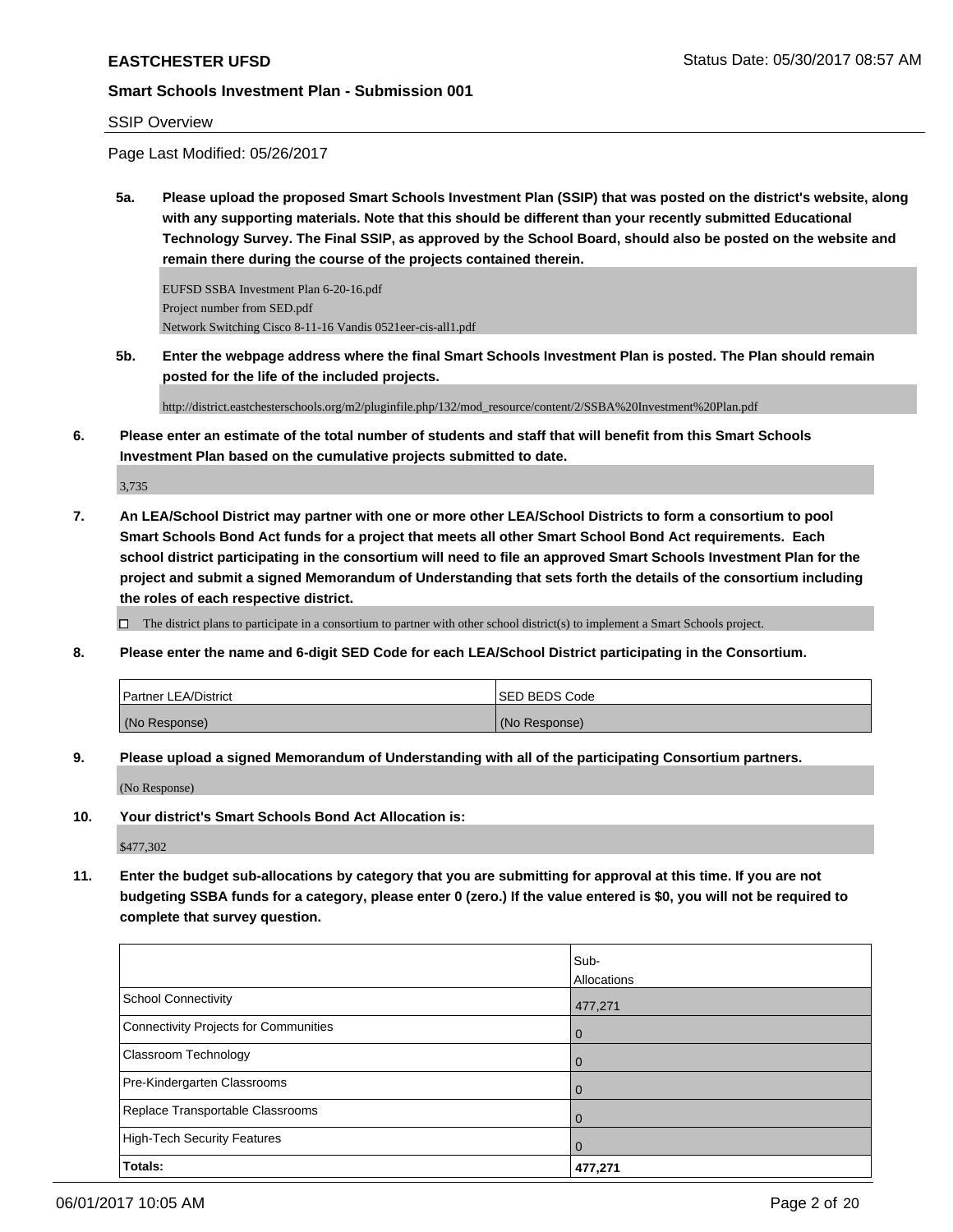SSIP Overview

Page Last Modified: 05/26/2017

**5a. Please upload the proposed Smart Schools Investment Plan (SSIP) that was posted on the district's website, along with any supporting materials. Note that this should be different than your recently submitted Educational Technology Survey. The Final SSIP, as approved by the School Board, should also be posted on the website and remain there during the course of the projects contained therein.**

EUFSD SSBA Investment Plan 6-20-16.pdf
Project number from SED.pdf
Network Switching Cisco 8-11-16 Vandis 0521eer-cis-all1.pdf

**5b. Enter the webpage address where the final Smart Schools Investment Plan is posted. The Plan should remain posted for the life of the included projects.**

http://district.eastchesterschools.org/m2/pluginfile.php/132/mod_resource/content/2/SSBA%20Investment%20Plan.pdf

**6. Please enter an estimate of the total number of students and staff that will benefit from this Smart Schools Investment Plan based on the cumulative projects submitted to date.**

3,735

**7. An LEA/School District may partner with one or more other LEA/School Districts to form a consortium to pool Smart Schools Bond Act funds for a project that meets all other Smart School Bond Act requirements. Each school district participating in the consortium will need to file an approved Smart Schools Investment Plan for the project and submit a signed Memorandum of Understanding that sets forth the details of the consortium including the roles of each respective district.**

☐ The district plans to participate in a consortium to partner with other school district(s) to implement a Smart Schools project.

**8. Please enter the name and 6-digit SED Code for each LEA/School District participating in the Consortium.**

| Partner LEA/District | SED BEDS Code |
|---|---|
| (No Response) | (No Response) |

**9. Please upload a signed Memorandum of Understanding with all of the participating Consortium partners.**

(No Response)

**10. Your district's Smart Schools Bond Act Allocation is:**

$477,302

**11. Enter the budget sub-allocations by category that you are submitting for approval at this time. If you are not budgeting SSBA funds for a category, please enter 0 (zero.) If the value entered is $0, you will not be required to complete that survey question.**

| | Sub-Allocations |
|---|---|
| School Connectivity | 477,271 |
| Connectivity Projects for Communities | 0 |
| Classroom Technology | 0 |
| Pre-Kindergarten Classrooms | 0 |
| Replace Transportable Classrooms | 0 |
| High-Tech Security Features | 0 |
| **Totals:** | **477,271** |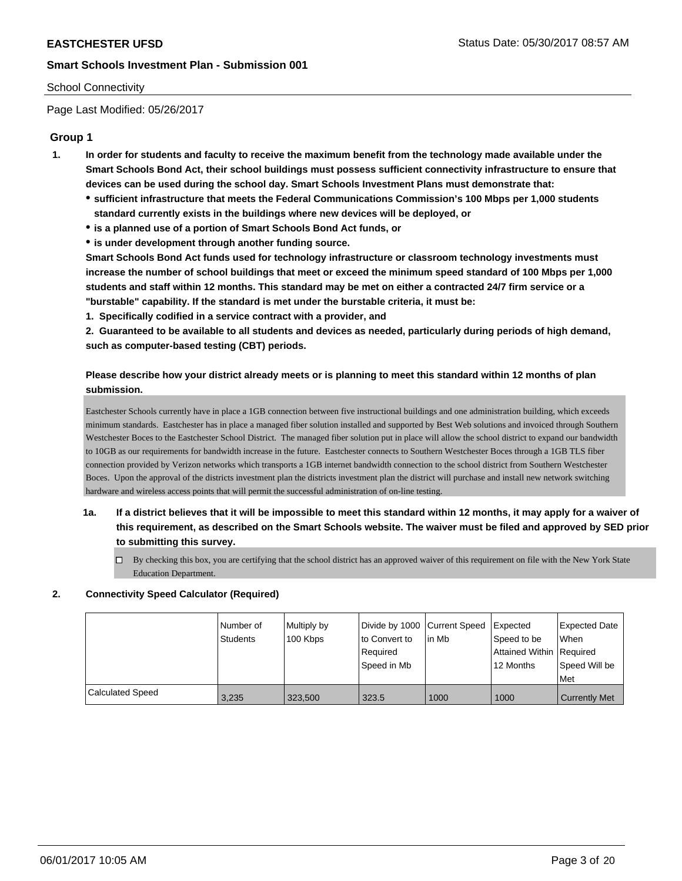Smart Schools Investment Plan - Submission 001

School Connectivity

Page Last Modified: 05/26/2017

## Group 1

**1. In order for students and faculty to receive the maximum benefit from the technology made available under the Smart Schools Bond Act, their school buildings must possess sufficient connectivity infrastructure to ensure that devices can be used during the school day. Smart Schools Investment Plans must demonstrate that:**

- **sufficient infrastructure that meets the Federal Communications Commission's 100 Mbps per 1,000 students standard currently exists in the buildings where new devices will be deployed, or**
- **is a planned use of a portion of Smart Schools Bond Act funds, or**
- **is under development through another funding source.**

**Smart Schools Bond Act funds used for technology infrastructure or classroom technology investments must increase the number of school buildings that meet or exceed the minimum speed standard of 100 Mbps per 1,000 students and staff within 12 months. This standard may be met on either a contracted 24/7 firm service or a "burstable" capability. If the standard is met under the burstable criteria, it must be:**

**1. Specifically codified in a service contract with a provider, and**

**2. Guaranteed to be available to all students and devices as needed, particularly during periods of high demand, such as computer-based testing (CBT) periods.**

**Please describe how your district already meets or is planning to meet this standard within 12 months of plan submission.**

Eastchester Schools currently have in place a 1GB connection between five instructional buildings and one administration building, which exceeds minimum standards. Eastchester has in place a managed fiber solution installed and supported by Best Web solutions and invoiced through Southern Westchester Boces to the Eastchester School District. The managed fiber solution put in place will allow the school district to expand our bandwidth to 10GB as our requirements for bandwidth increase in the future. Eastchester connects to Southern Westchester Boces through a 1GB TLS fiber connection provided by Verizon networks which transports a 1GB internet bandwidth connection to the school district from Southern Westchester Boces. Upon the approval of the districts investment plan the districts investment plan the district will purchase and install new network switching hardware and wireless access points that will permit the successful administration of on-line testing.

**1a. If a district believes that it will be impossible to meet this standard within 12 months, it may apply for a waiver of this requirement, as described on the Smart Schools website. The waiver must be filed and approved by SED prior to submitting this survey.**

☐ By checking this box, you are certifying that the school district has an approved waiver of this requirement on file with the New York State Education Department.

**2. Connectivity Speed Calculator (Required)**

| | Number of Students | Multiply by 100 Kbps | Divide by 1000 to Convert to Required Speed in Mb | Current Speed in Mb | Expected Speed to be Attained Within 12 Months | Expected Date When Required Speed Will be Met |
|---|---|---|---|---|---|---|
| Calculated Speed | 3,235 | 323,500 | 323.5 | 1000 | 1000 | Currently Met |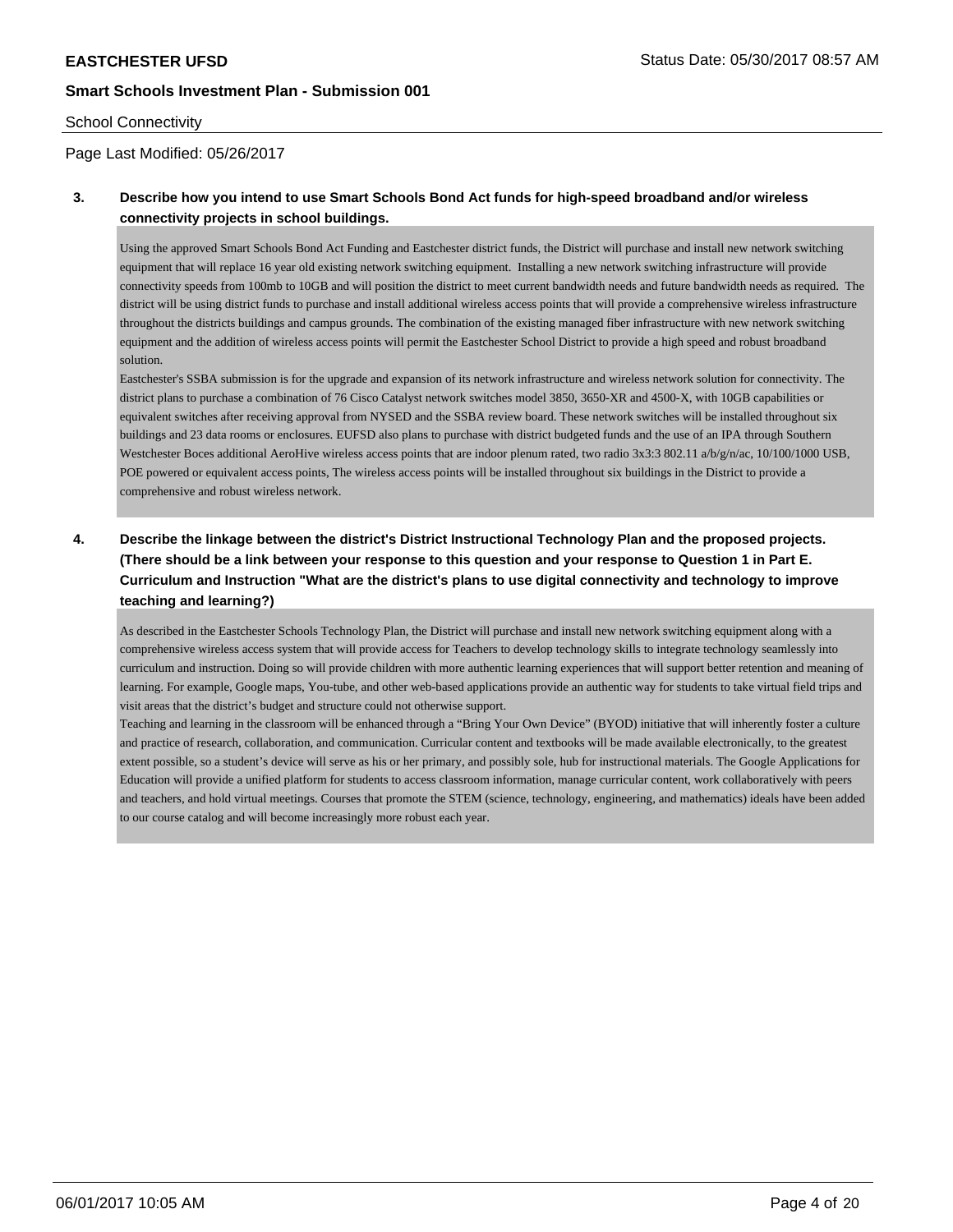School Connectivity

Page Last Modified: 05/26/2017

**3. Describe how you intend to use Smart Schools Bond Act funds for high-speed broadband and/or wireless connectivity projects in school buildings.**

Using the approved Smart Schools Bond Act Funding and Eastchester district funds, the District will purchase and install new network switching equipment that will replace 16 year old existing network switching equipment. Installing a new network switching infrastructure will provide connectivity speeds from 100mb to 10GB and will position the district to meet current bandwidth needs and future bandwidth needs as required. The district will be using district funds to purchase and install additional wireless access points that will provide a comprehensive wireless infrastructure throughout the districts buildings and campus grounds. The combination of the existing managed fiber infrastructure with new network switching equipment and the addition of wireless access points will permit the Eastchester School District to provide a high speed and robust broadband solution.
Eastchester's SSBA submission is for the upgrade and expansion of its network infrastructure and wireless network solution for connectivity. The district plans to purchase a combination of 76 Cisco Catalyst network switches model 3850, 3650-XR and 4500-X, with 10GB capabilities or equivalent switches after receiving approval from NYSED and the SSBA review board. These network switches will be installed throughout six buildings and 23 data rooms or enclosures. EUFSD also plans to purchase with district budgeted funds and the use of an IPA through Southern Westchester Boces additional AeroHive wireless access points that are indoor plenum rated, two radio 3x3:3 802.11 a/b/g/n/ac, 10/100/1000 USB, POE powered or equivalent access points, The wireless access points will be installed throughout six buildings in the District to provide a comprehensive and robust wireless network.

**4. Describe the linkage between the district's District Instructional Technology Plan and the proposed projects. (There should be a link between your response to this question and your response to Question 1 in Part E. Curriculum and Instruction "What are the district's plans to use digital connectivity and technology to improve teaching and learning?)**

As described in the Eastchester Schools Technology Plan, the District will purchase and install new network switching equipment along with a comprehensive wireless access system that will provide access for Teachers to develop technology skills to integrate technology seamlessly into curriculum and instruction. Doing so will provide children with more authentic learning experiences that will support better retention and meaning of learning. For example, Google maps, You-tube, and other web-based applications provide an authentic way for students to take virtual field trips and visit areas that the district's budget and structure could not otherwise support.
Teaching and learning in the classroom will be enhanced through a "Bring Your Own Device" (BYOD) initiative that will inherently foster a culture and practice of research, collaboration, and communication. Curricular content and textbooks will be made available electronically, to the greatest extent possible, so a student's device will serve as his or her primary, and possibly sole, hub for instructional materials. The Google Applications for Education will provide a unified platform for students to access classroom information, manage curricular content, work collaboratively with peers and teachers, and hold virtual meetings. Courses that promote the STEM (science, technology, engineering, and mathematics) ideals have been added to our course catalog and will become increasingly more robust each year.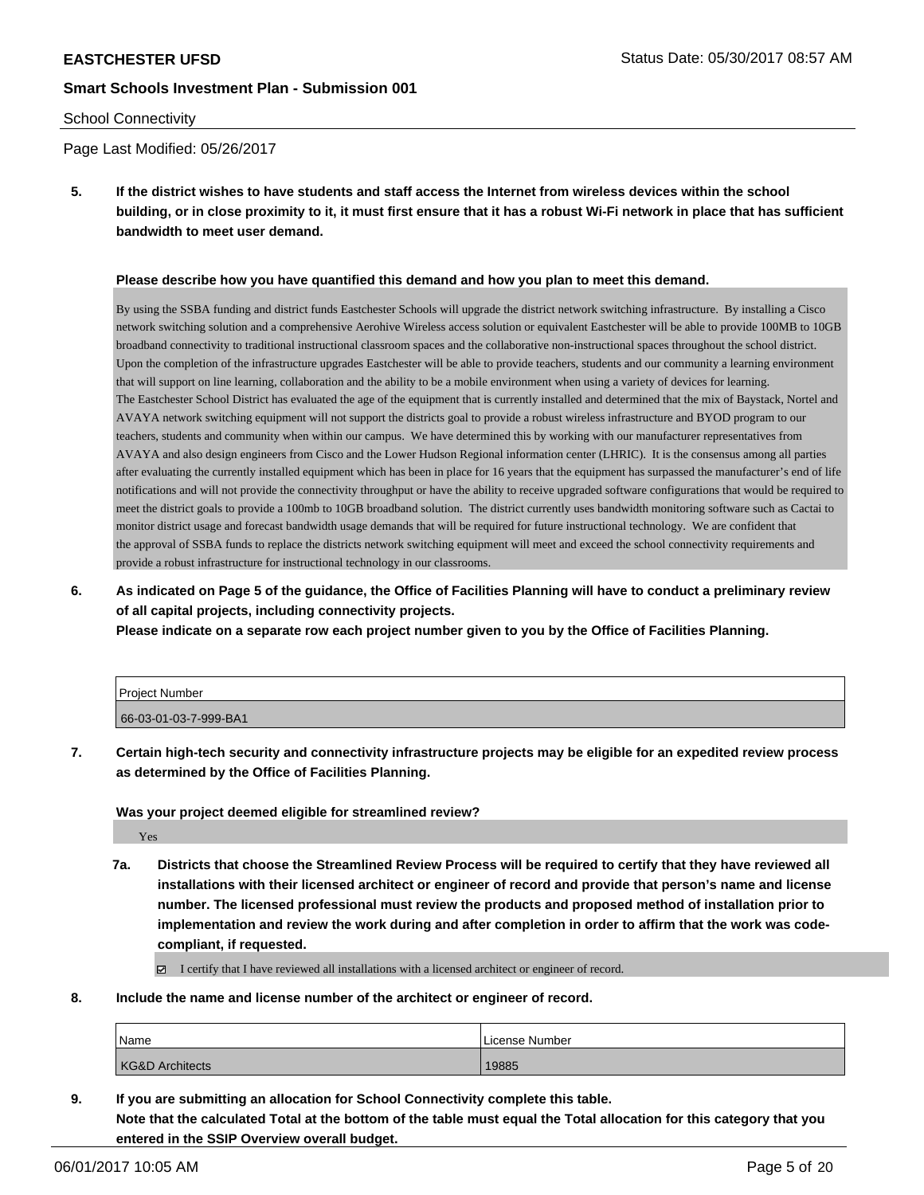School Connectivity

Page Last Modified: 05/26/2017

**5. If the district wishes to have students and staff access the Internet from wireless devices within the school building, or in close proximity to it, it must first ensure that it has a robust Wi-Fi network in place that has sufficient bandwidth to meet user demand.**

**Please describe how you have quantified this demand and how you plan to meet this demand.**

By using the SSBA funding and district funds Eastchester Schools will upgrade the district network switching infrastructure. By installing a Cisco network switching solution and a comprehensive Aerohive Wireless access solution or equivalent Eastchester will be able to provide 100MB to 10GB broadband connectivity to traditional instructional classroom spaces and the collaborative non-instructional spaces throughout the school district. Upon the completion of the infrastructure upgrades Eastchester will be able to provide teachers, students and our community a learning environment that will support on line learning, collaboration and the ability to be a mobile environment when using a variety of devices for learning.
The Eastchester School District has evaluated the age of the equipment that is currently installed and determined that the mix of Baystack, Nortel and AVAYA network switching equipment will not support the districts goal to provide a robust wireless infrastructure and BYOD program to our teachers, students and community when within our campus. We have determined this by working with our manufacturer representatives from AVAYA and also design engineers from Cisco and the Lower Hudson Regional information center (LHRIC). It is the consensus among all parties after evaluating the currently installed equipment which has been in place for 16 years that the equipment has surpassed the manufacturer's end of life notifications and will not provide the connectivity throughput or have the ability to receive upgraded software configurations that would be required to meet the district goals to provide a 100mb to 10GB broadband solution. The district currently uses bandwidth monitoring software such as Cactai to monitor district usage and forecast bandwidth usage demands that will be required for future instructional technology. We are confident that the approval of SSBA funds to replace the districts network switching equipment will meet and exceed the school connectivity requirements and provide a robust infrastructure for instructional technology in our classrooms.

**6. As indicated on Page 5 of the guidance, the Office of Facilities Planning will have to conduct a preliminary review of all capital projects, including connectivity projects.**
**Please indicate on a separate row each project number given to you by the Office of Facilities Planning.**

| Project Number |
| --- |
| 66-03-01-03-7-999-BA1 |

**7. Certain high-tech security and connectivity infrastructure projects may be eligible for an expedited review process as determined by the Office of Facilities Planning.**

**Was your project deemed eligible for streamlined review?**

Yes

**7a. Districts that choose the Streamlined Review Process will be required to certify that they have reviewed all installations with their licensed architect or engineer of record and provide that person's name and license number. The licensed professional must review the products and proposed method of installation prior to implementation and review the work during and after completion in order to affirm that the work was code-compliant, if requested.**

☑ I certify that I have reviewed all installations with a licensed architect or engineer of record.

**8. Include the name and license number of the architect or engineer of record.**

| Name | License Number |
| --- | --- |
| KG&D Architects | 19885 |

**9. If you are submitting an allocation for School Connectivity complete this table.**
**Note that the calculated Total at the bottom of the table must equal the Total allocation for this category that you entered in the SSIP Overview overall budget.**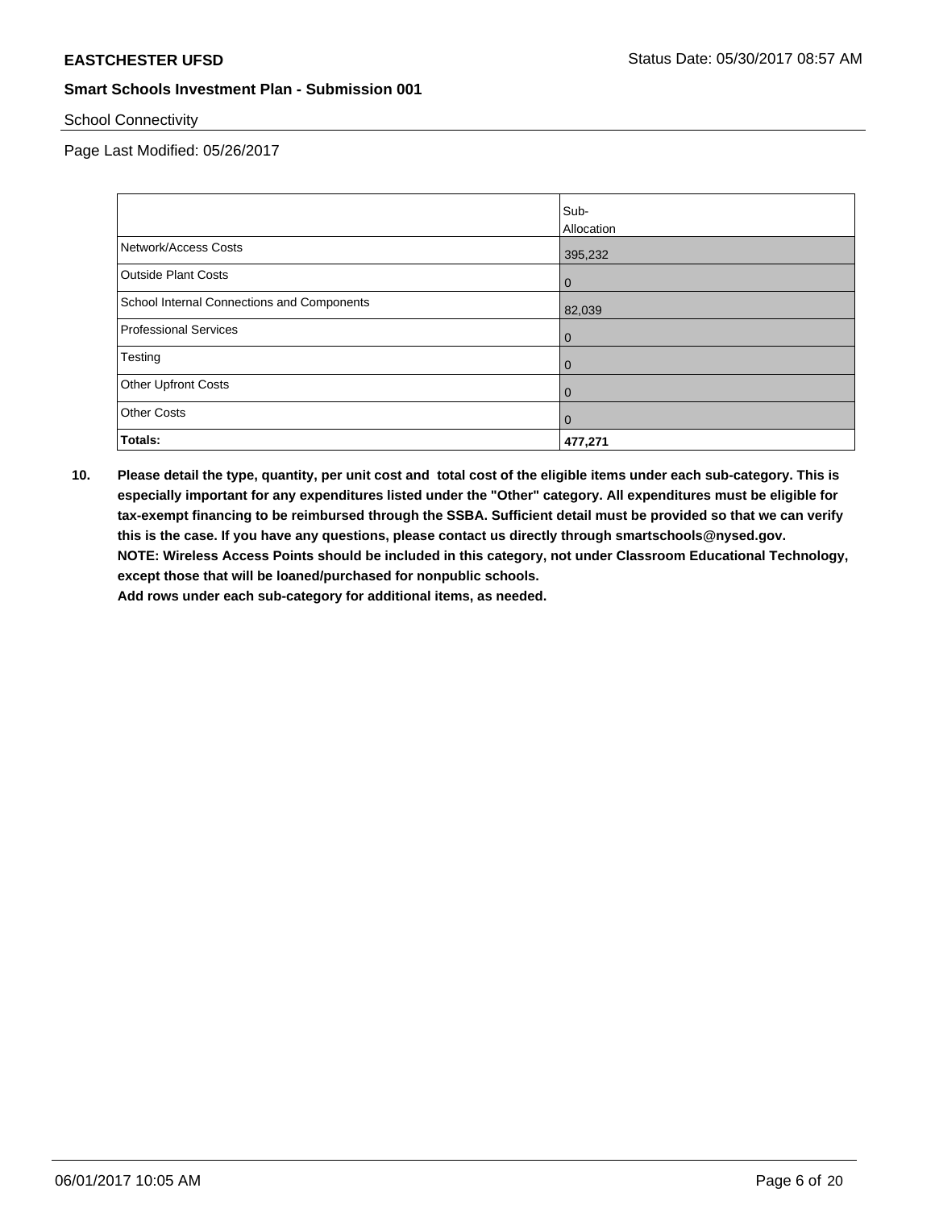**EASTCHESTER UFSD** Status Date: 05/30/2017 08:57 AM

**Smart Schools Investment Plan - Submission 001**

School Connectivity

Page Last Modified: 05/26/2017

| | Sub-Allocation |
|---|---|
| Network/Access Costs | 395,232 |
| Outside Plant Costs | 0 |
| School Internal Connections and Components | 82,039 |
| Professional Services | 0 |
| Testing | 0 |
| Other Upfront Costs | 0 |
| Other Costs | 0 |
| **Totals:** | **477,271** |

**10. Please detail the type, quantity, per unit cost and total cost of the eligible items under each sub-category. This is especially important for any expenditures listed under the "Other" category. All expenditures must be eligible for tax-exempt financing to be reimbursed through the SSBA. Sufficient detail must be provided so that we can verify this is the case. If you have any questions, please contact us directly through smartschools@nysed.gov.**
**NOTE: Wireless Access Points should be included in this category, not under Classroom Educational Technology, except those that will be loaned/purchased for nonpublic schools.**
**Add rows under each sub-category for additional items, as needed.**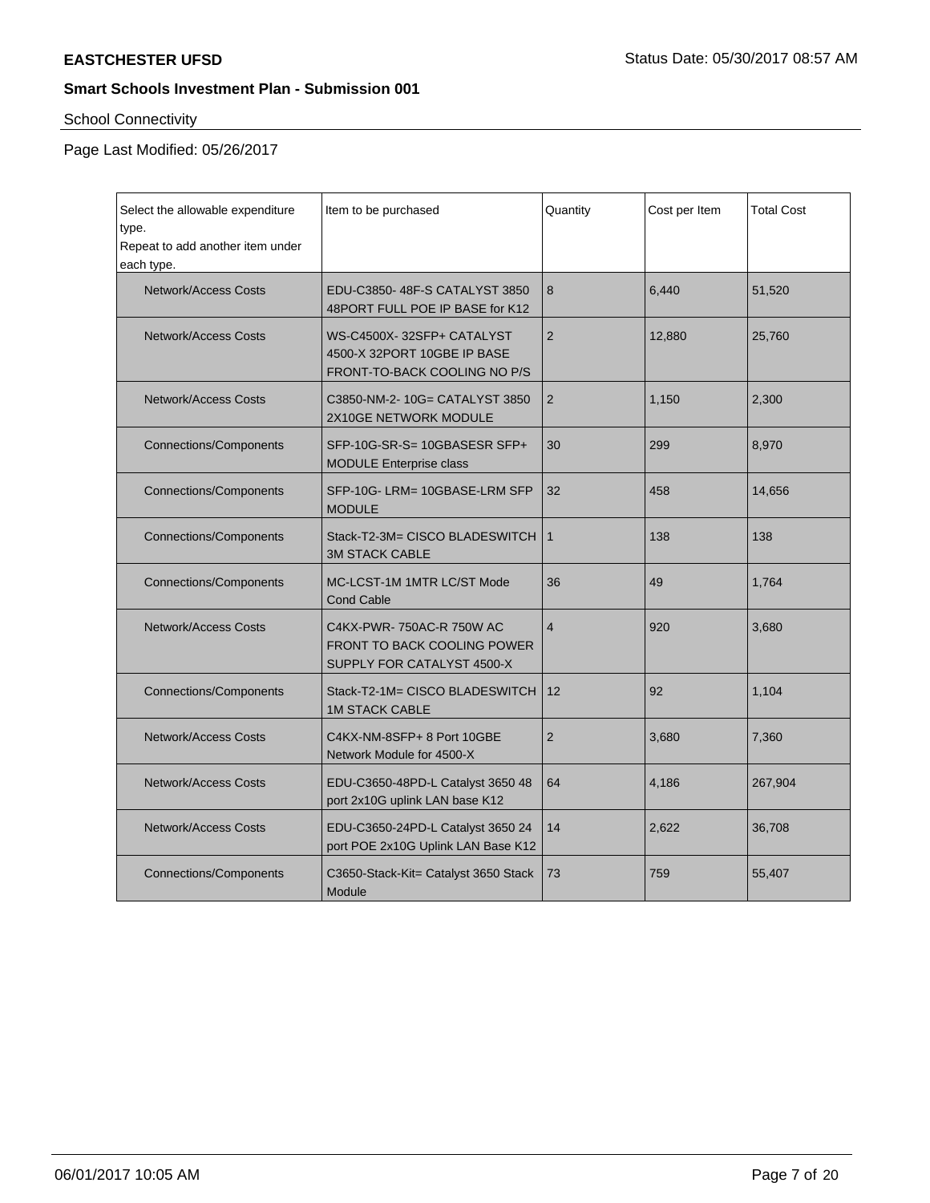**EASTCHESTER UFSD** Status Date: 05/30/2017 08:57 AM

**Smart Schools Investment Plan - Submission 001**

School Connectivity

Page Last Modified: 05/26/2017

| Select the allowable expenditure type. Repeat to add another item under each type. | Item to be purchased | Quantity | Cost per Item | Total Cost |
|---|---|---|---|---|
| Network/Access Costs | EDU-C3850- 48F-S CATALYST 3850 48PORT FULL POE IP BASE for K12 | 8 | 6,440 | 51,520 |
| Network/Access Costs | WS-C4500X- 32SFP+ CATALYST 4500-X 32PORT 10GBE IP BASE FRONT-TO-BACK COOLING NO P/S | 2 | 12,880 | 25,760 |
| Network/Access Costs | C3850-NM-2- 10G= CATALYST 3850 2X10GE NETWORK MODULE | 2 | 1,150 | 2,300 |
| Connections/Components | SFP-10G-SR-S= 10GBASESR SFP+ MODULE Enterprise class | 30 | 299 | 8,970 |
| Connections/Components | SFP-10G- LRM= 10GBASE-LRM SFP MODULE | 32 | 458 | 14,656 |
| Connections/Components | Stack-T2-3M= CISCO BLADESWITCH 3M STACK CABLE | 1 | 138 | 138 |
| Connections/Components | MC-LCST-1M 1MTR LC/ST Mode Cond Cable | 36 | 49 | 1,764 |
| Network/Access Costs | C4KX-PWR- 750AC-R 750W AC FRONT TO BACK COOLING POWER SUPPLY FOR CATALYST 4500-X | 4 | 920 | 3,680 |
| Connections/Components | Stack-T2-1M= CISCO BLADESWITCH 1M STACK CABLE | 12 | 92 | 1,104 |
| Network/Access Costs | C4KX-NM-8SFP+ 8 Port 10GBE Network Module for 4500-X | 2 | 3,680 | 7,360 |
| Network/Access Costs | EDU-C3650-48PD-L Catalyst 3650 48 port 2x10G uplink LAN base K12 | 64 | 4,186 | 267,904 |
| Network/Access Costs | EDU-C3650-24PD-L Catalyst 3650 24 port POE 2x10G Uplink LAN Base K12 | 14 | 2,622 | 36,708 |
| Connections/Components | C3650-Stack-Kit= Catalyst 3650 Stack Module | 73 | 759 | 55,407 |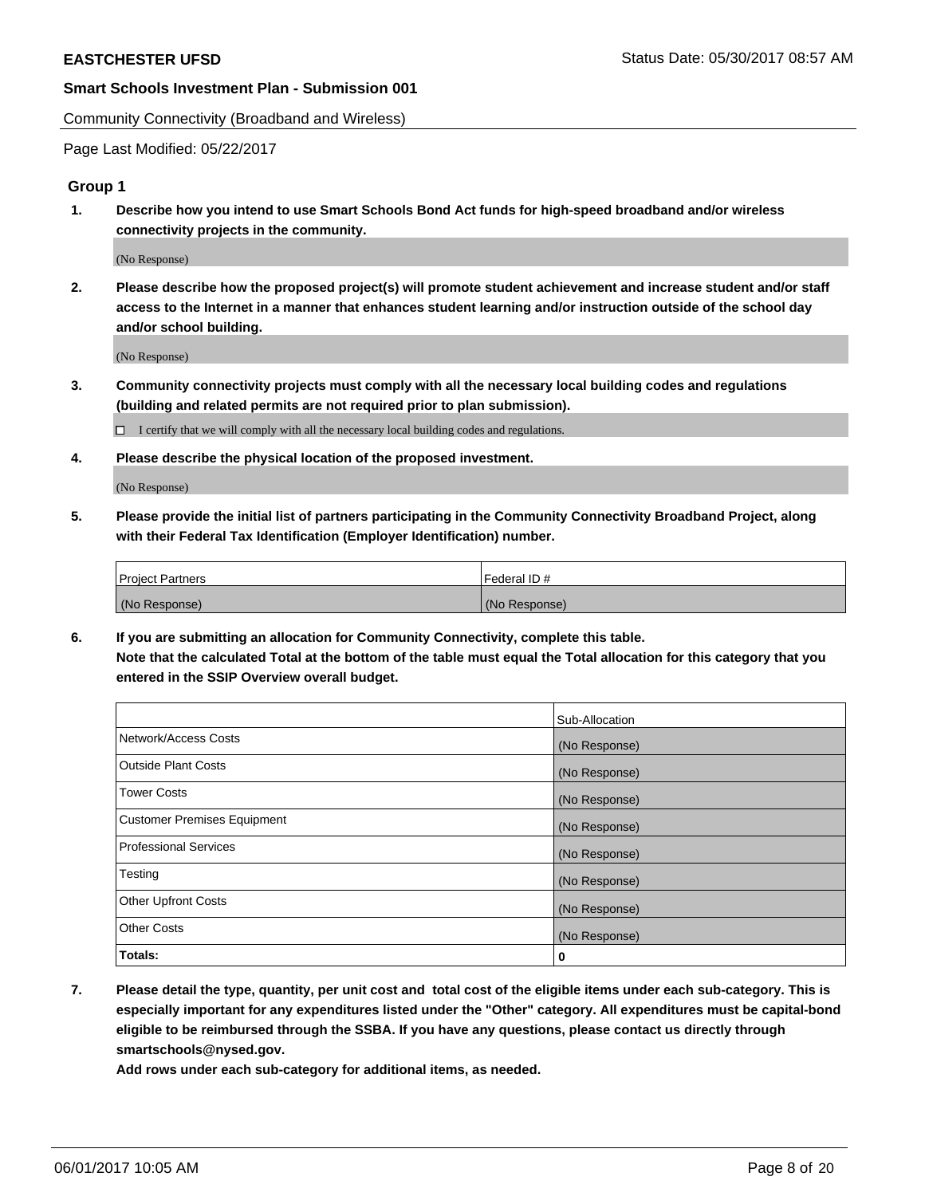## Community Connectivity (Broadband and Wireless)

Page Last Modified: 05/22/2017

### Group 1

**1. Describe how you intend to use Smart Schools Bond Act funds for high-speed broadband and/or wireless connectivity projects in the community.**

(No Response)

**2. Please describe how the proposed project(s) will promote student achievement and increase student and/or staff access to the Internet in a manner that enhances student learning and/or instruction outside of the school day and/or school building.**

(No Response)

**3. Community connectivity projects must comply with all the necessary local building codes and regulations (building and related permits are not required prior to plan submission).**

☐ I certify that we will comply with all the necessary local building codes and regulations.

**4. Please describe the physical location of the proposed investment.**

(No Response)

**5. Please provide the initial list of partners participating in the Community Connectivity Broadband Project, along with their Federal Tax Identification (Employer Identification) number.**

| Project Partners | Federal ID # |
| --- | --- |
| (No Response) | (No Response) |

**6. If you are submitting an allocation for Community Connectivity, complete this table. Note that the calculated Total at the bottom of the table must equal the Total allocation for this category that you entered in the SSIP Overview overall budget.**

| | Sub-Allocation |
| --- | --- |
| Network/Access Costs | (No Response) |
| Outside Plant Costs | (No Response) |
| Tower Costs | (No Response) |
| Customer Premises Equipment | (No Response) |
| Professional Services | (No Response) |
| Testing | (No Response) |
| Other Upfront Costs | (No Response) |
| Other Costs | (No Response) |
| **Totals:** | **0** |

**7. Please detail the type, quantity, per unit cost and total cost of the eligible items under each sub-category. This is especially important for any expenditures listed under the "Other" category. All expenditures must be capital-bond eligible to be reimbursed through the SSBA. If you have any questions, please contact us directly through smartschools@nysed.gov.**
**Add rows under each sub-category for additional items, as needed.**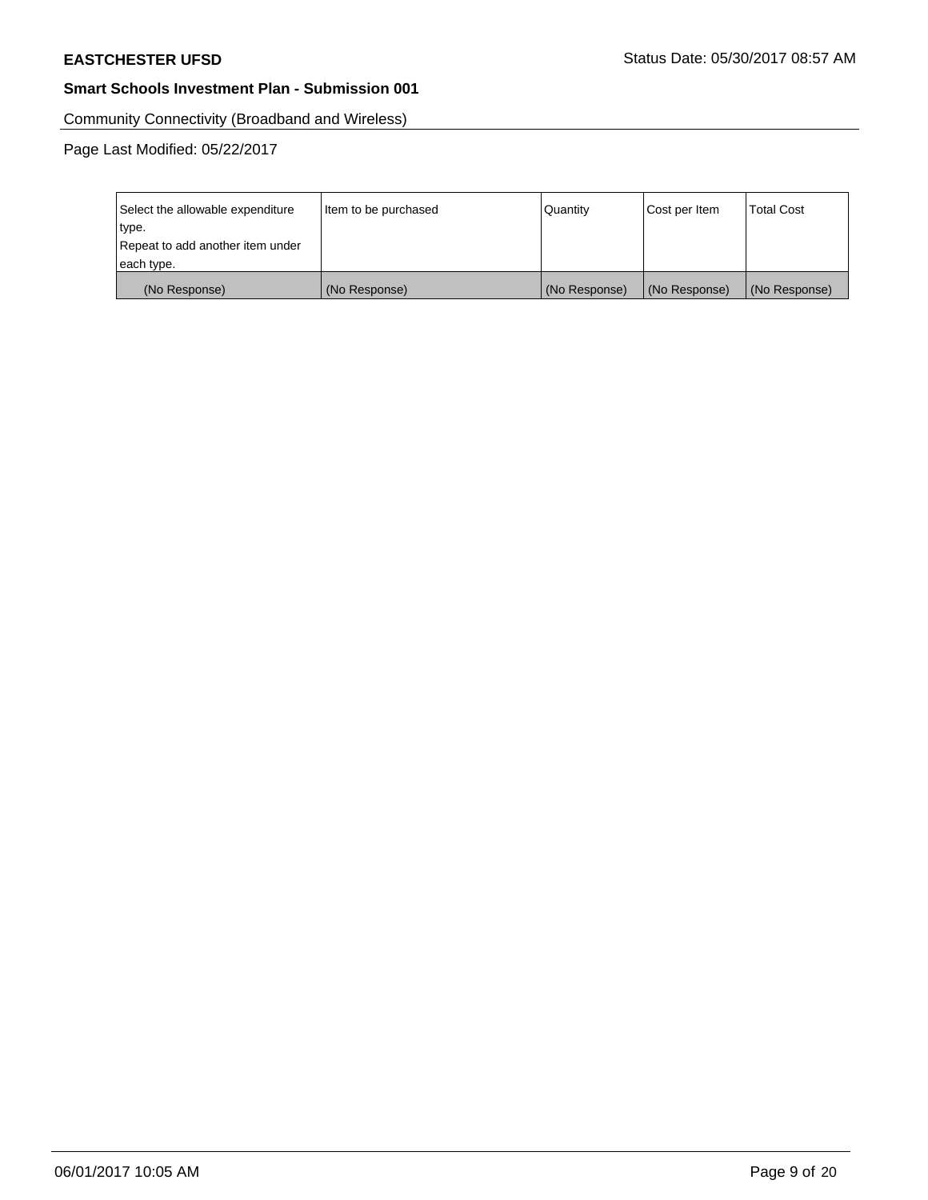Community Connectivity (Broadband and Wireless)

Page Last Modified: 05/22/2017

| Select the allowable expenditure type. Repeat to add another item under each type. | Item to be purchased | Quantity | Cost per Item | Total Cost |
|---|---|---|---|---|
| (No Response) | (No Response) | (No Response) | (No Response) | (No Response) |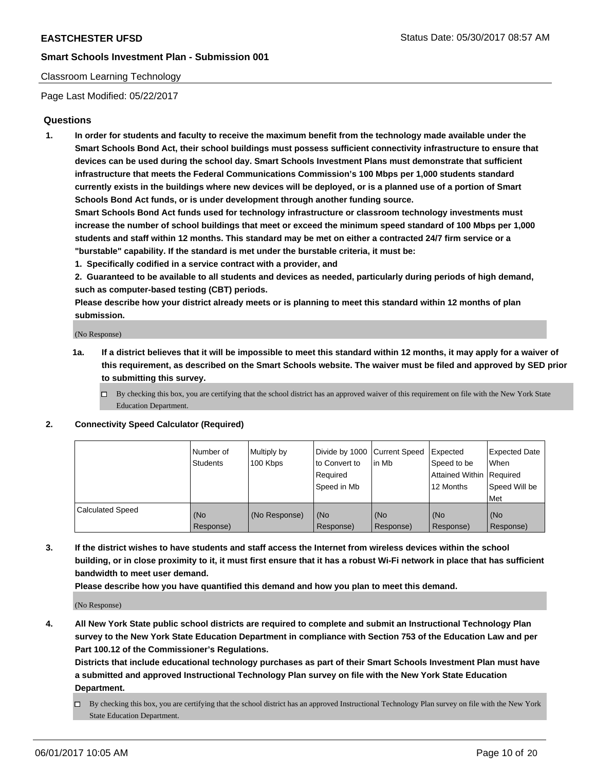Classroom Learning Technology

Page Last Modified: 05/22/2017

## Questions

1. **In order for students and faculty to receive the maximum benefit from the technology made available under the Smart Schools Bond Act, their school buildings must possess sufficient connectivity infrastructure to ensure that devices can be used during the school day. Smart Schools Investment Plans must demonstrate that sufficient infrastructure that meets the Federal Communications Commission's 100 Mbps per 1,000 students standard currently exists in the buildings where new devices will be deployed, or is a planned use of a portion of Smart Schools Bond Act funds, or is under development through another funding source.**

   **Smart Schools Bond Act funds used for technology infrastructure or classroom technology investments must increase the number of school buildings that meet or exceed the minimum speed standard of 100 Mbps per 1,000 students and staff within 12 months. This standard may be met on either a contracted 24/7 firm service or a "burstable" capability. If the standard is met under the burstable criteria, it must be:**

   **1. Specifically codified in a service contract with a provider, and**

   **2. Guaranteed to be available to all students and devices as needed, particularly during periods of high demand, such as computer-based testing (CBT) periods.**

   **Please describe how your district already meets or is planning to meet this standard within 12 months of plan submission.**

   (No Response)

   **1a. If a district believes that it will be impossible to meet this standard within 12 months, it may apply for a waiver of this requirement, as described on the Smart Schools website. The waiver must be filed and approved by SED prior to submitting this survey.**

   ☐ By checking this box, you are certifying that the school district has an approved waiver of this requirement on file with the New York State Education Department.

2. **Connectivity Speed Calculator (Required)**

| | Number of Students | Multiply by 100 Kbps | Divide by 1000 to Convert to Required Speed in Mb | Current Speed in Mb | Expected Speed to be Attained Within 12 Months | Expected Date When Required Speed Will be Met |
|---|---|---|---|---|---|---|
| Calculated Speed | (No Response) | (No Response) | (No Response) | (No Response) | (No Response) | (No Response) |

3. **If the district wishes to have students and staff access the Internet from wireless devices within the school building, or in close proximity to it, it must first ensure that it has a robust Wi-Fi network in place that has sufficient bandwidth to meet user demand.**

   **Please describe how you have quantified this demand and how you plan to meet this demand.**

   (No Response)

4. **All New York State public school districts are required to complete and submit an Instructional Technology Plan survey to the New York State Education Department in compliance with Section 753 of the Education Law and per Part 100.12 of the Commissioner's Regulations.**

   **Districts that include educational technology purchases as part of their Smart Schools Investment Plan must have a submitted and approved Instructional Technology Plan survey on file with the New York State Education Department.**

   ☐ By checking this box, you are certifying that the school district has an approved Instructional Technology Plan survey on file with the New York State Education Department.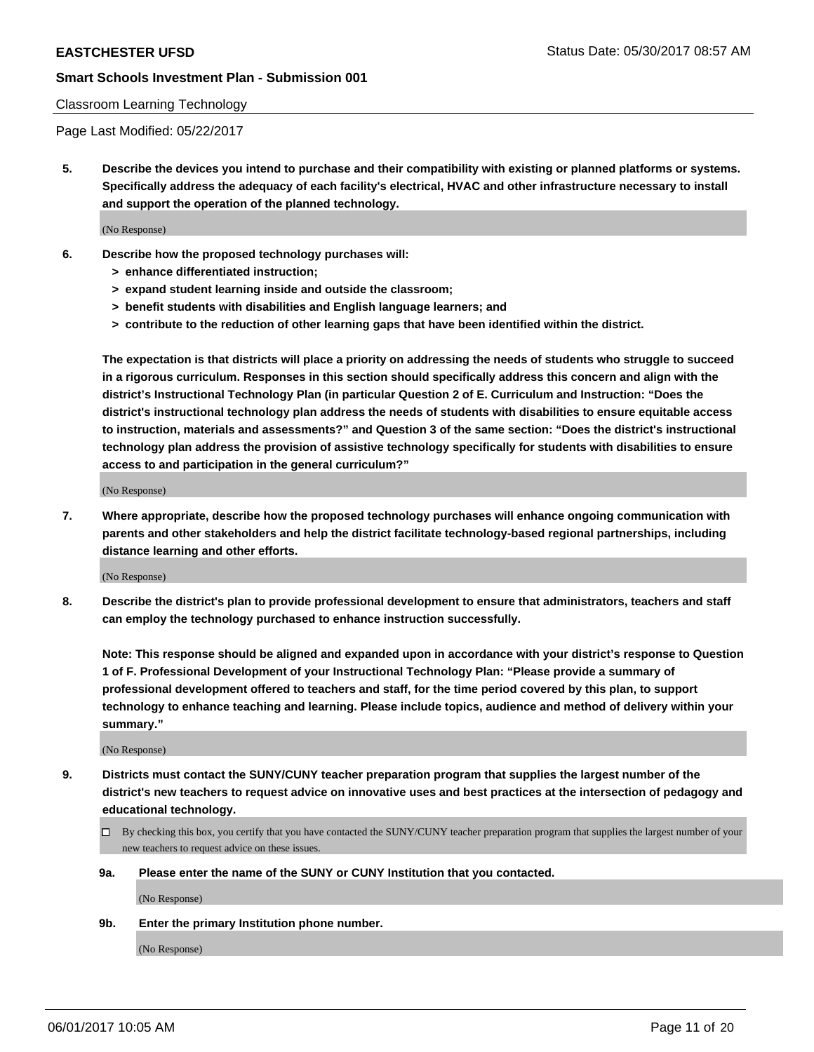Classroom Learning Technology

Page Last Modified: 05/22/2017

**5. Describe the devices you intend to purchase and their compatibility with existing or planned platforms or systems. Specifically address the adequacy of each facility's electrical, HVAC and other infrastructure necessary to install and support the operation of the planned technology.**

(No Response)

**6. Describe how the proposed technology purchases will:**

- **> enhance differentiated instruction;**
- **> expand student learning inside and outside the classroom;**
- **> benefit students with disabilities and English language learners; and**
- **> contribute to the reduction of other learning gaps that have been identified within the district.**

**The expectation is that districts will place a priority on addressing the needs of students who struggle to succeed in a rigorous curriculum. Responses in this section should specifically address this concern and align with the district's Instructional Technology Plan (in particular Question 2 of E. Curriculum and Instruction: "Does the district's instructional technology plan address the needs of students with disabilities to ensure equitable access to instruction, materials and assessments?" and Question 3 of the same section: "Does the district's instructional technology plan address the provision of assistive technology specifically for students with disabilities to ensure access to and participation in the general curriculum?"**

(No Response)

**7. Where appropriate, describe how the proposed technology purchases will enhance ongoing communication with parents and other stakeholders and help the district facilitate technology-based regional partnerships, including distance learning and other efforts.**

(No Response)

**8. Describe the district's plan to provide professional development to ensure that administrators, teachers and staff can employ the technology purchased to enhance instruction successfully.**

**Note: This response should be aligned and expanded upon in accordance with your district's response to Question 1 of F. Professional Development of your Instructional Technology Plan: "Please provide a summary of professional development offered to teachers and staff, for the time period covered by this plan, to support technology to enhance teaching and learning. Please include topics, audience and method of delivery within your summary."**

(No Response)

**9. Districts must contact the SUNY/CUNY teacher preparation program that supplies the largest number of the district's new teachers to request advice on innovative uses and best practices at the intersection of pedagogy and educational technology.**

☐ By checking this box, you certify that you have contacted the SUNY/CUNY teacher preparation program that supplies the largest number of your new teachers to request advice on these issues.

**9a. Please enter the name of the SUNY or CUNY Institution that you contacted.**

(No Response)

**9b. Enter the primary Institution phone number.**

(No Response)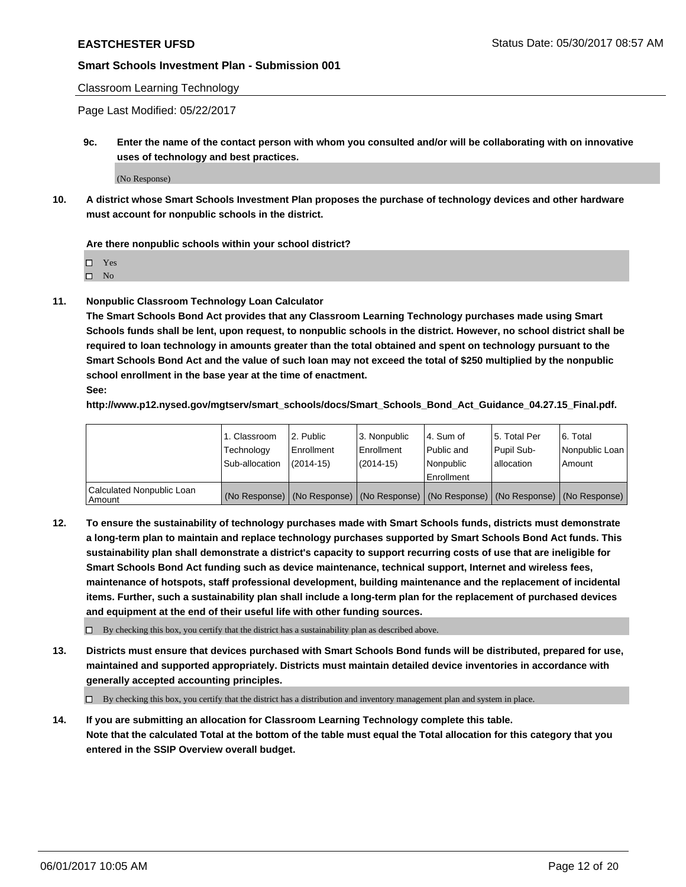Classroom Learning Technology

Page Last Modified: 05/22/2017

**9c. Enter the name of the contact person with whom you consulted and/or will be collaborating with on innovative uses of technology and best practices.**

(No Response)

**10. A district whose Smart Schools Investment Plan proposes the purchase of technology devices and other hardware must account for nonpublic schools in the district.**

**Are there nonpublic schools within your school district?**

- ☐ Yes
- ☐ No

**11. Nonpublic Classroom Technology Loan Calculator**

**The Smart Schools Bond Act provides that any Classroom Learning Technology purchases made using Smart Schools funds shall be lent, upon request, to nonpublic schools in the district. However, no school district shall be required to loan technology in amounts greater than the total obtained and spent on technology pursuant to the Smart Schools Bond Act and the value of such loan may not exceed the total of $250 multiplied by the nonpublic school enrollment in the base year at the time of enactment.**

**See:**

**http://www.p12.nysed.gov/mgtserv/smart_schools/docs/Smart_Schools_Bond_Act_Guidance_04.27.15_Final.pdf.**

| | 1. Classroom Technology Sub-allocation | 2. Public Enrollment (2014-15) | 3. Nonpublic Enrollment (2014-15) | 4. Sum of Public and Nonpublic Enrollment | 5. Total Per Pupil Sub-allocation | 6. Total Nonpublic Loan Amount |
|---|---|---|---|---|---|---|
| Calculated Nonpublic Loan Amount | (No Response) | (No Response) | (No Response) | (No Response) | (No Response) | (No Response) |

**12. To ensure the sustainability of technology purchases made with Smart Schools funds, districts must demonstrate a long-term plan to maintain and replace technology purchases supported by Smart Schools Bond Act funds. This sustainability plan shall demonstrate a district's capacity to support recurring costs of use that are ineligible for Smart Schools Bond Act funding such as device maintenance, technical support, Internet and wireless fees, maintenance of hotspots, staff professional development, building maintenance and the replacement of incidental items. Further, such a sustainability plan shall include a long-term plan for the replacement of purchased devices and equipment at the end of their useful life with other funding sources.**

☐ By checking this box, you certify that the district has a sustainability plan as described above.

**13. Districts must ensure that devices purchased with Smart Schools Bond funds will be distributed, prepared for use, maintained and supported appropriately. Districts must maintain detailed device inventories in accordance with generally accepted accounting principles.**

☐ By checking this box, you certify that the district has a distribution and inventory management plan and system in place.

**14. If you are submitting an allocation for Classroom Learning Technology complete this table. Note that the calculated Total at the bottom of the table must equal the Total allocation for this category that you entered in the SSIP Overview overall budget.**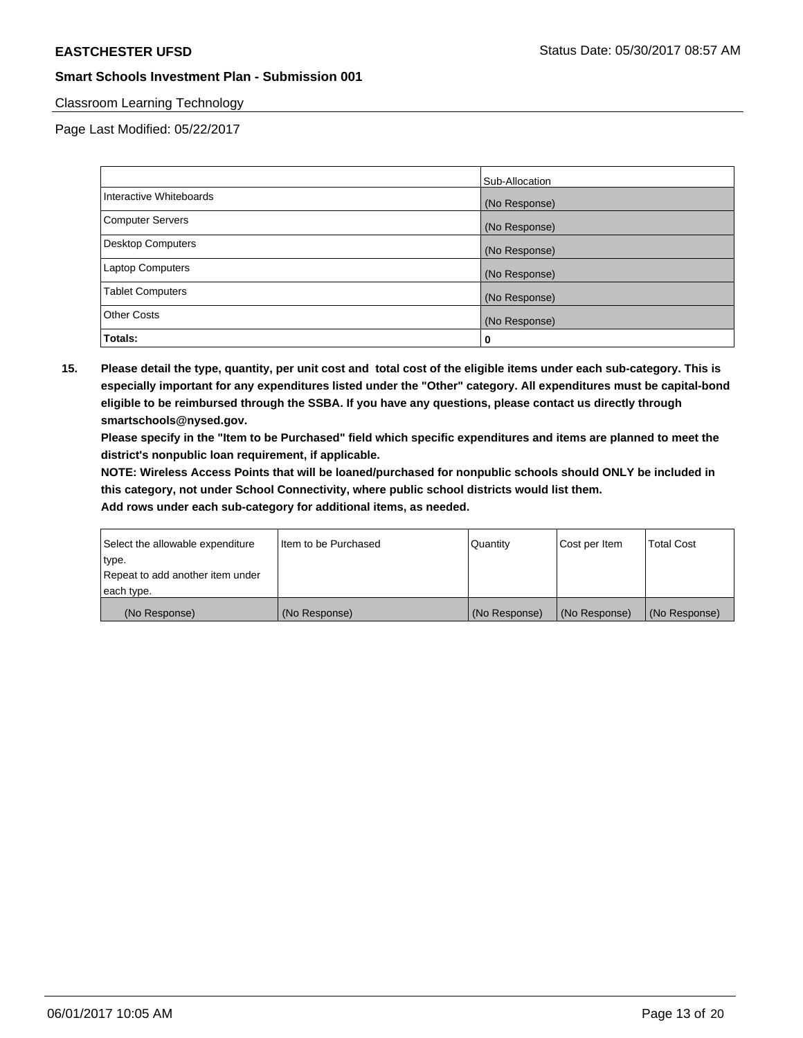Classroom Learning Technology

Page Last Modified: 05/22/2017

| | Sub-Allocation |
|---|---|
| Interactive Whiteboards | (No Response) |
| Computer Servers | (No Response) |
| Desktop Computers | (No Response) |
| Laptop Computers | (No Response) |
| Tablet Computers | (No Response) |
| Other Costs | (No Response) |
| **Totals:** | **0** |

**15. Please detail the type, quantity, per unit cost and total cost of the eligible items under each sub-category. This is especially important for any expenditures listed under the "Other" category. All expenditures must be capital-bond eligible to be reimbursed through the SSBA. If you have any questions, please contact us directly through smartschools@nysed.gov.**

**Please specify in the "Item to be Purchased" field which specific expenditures and items are planned to meet the district's nonpublic loan requirement, if applicable.**

**NOTE: Wireless Access Points that will be loaned/purchased for nonpublic schools should ONLY be included in this category, not under School Connectivity, where public school districts would list them.**

**Add rows under each sub-category for additional items, as needed.**

| Select the allowable expenditure type. Repeat to add another item under each type. | Item to be Purchased | Quantity | Cost per Item | Total Cost |
|---|---|---|---|---|
| (No Response) | (No Response) | (No Response) | (No Response) | (No Response) |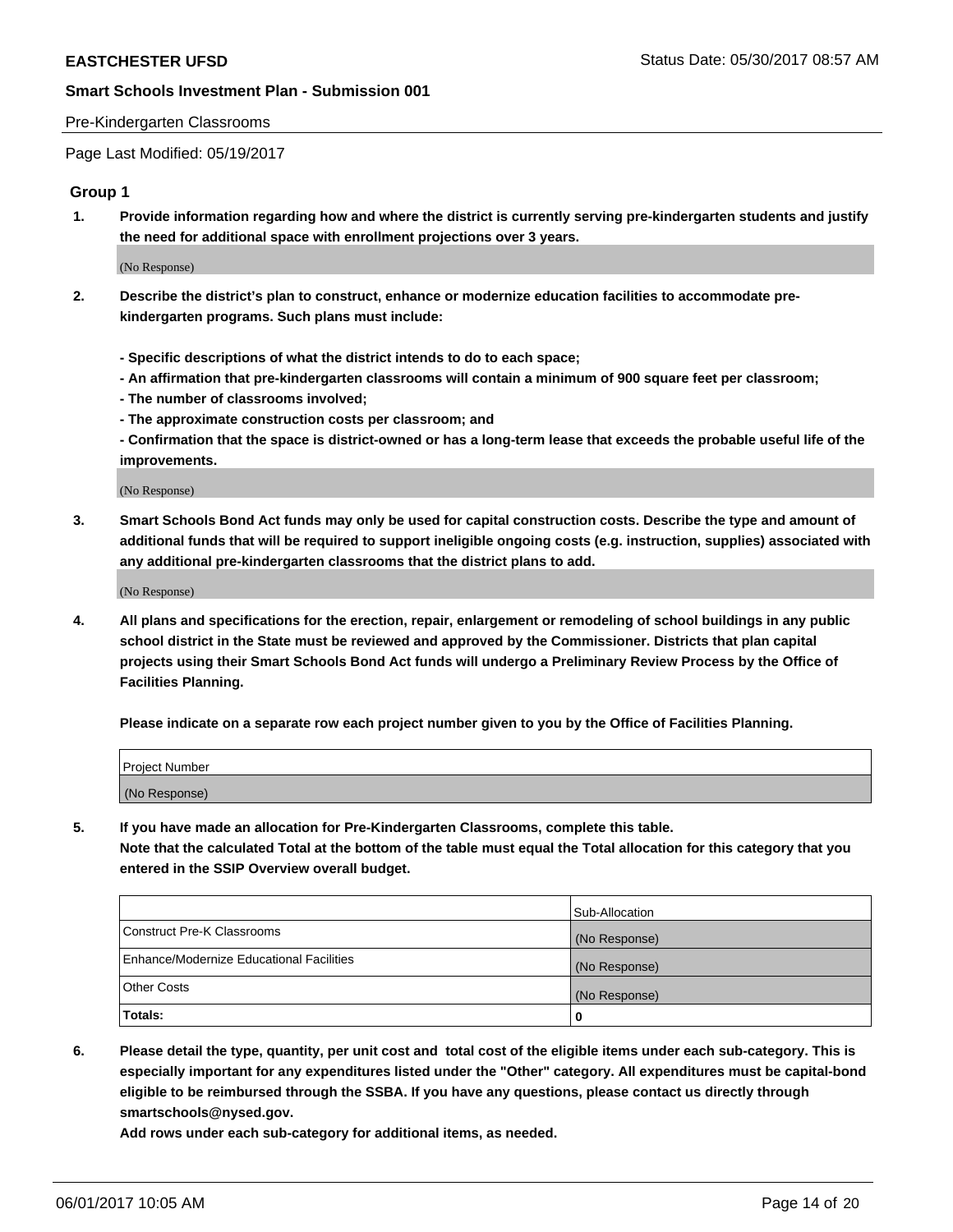Pre-Kindergarten Classrooms

Page Last Modified: 05/19/2017

### Group 1

**1. Provide information regarding how and where the district is currently serving pre-kindergarten students and justify the need for additional space with enrollment projections over 3 years.**

(No Response)

**2. Describe the district's plan to construct, enhance or modernize education facilities to accommodate pre-kindergarten programs. Such plans must include:**

**- Specific descriptions of what the district intends to do to each space;**
**- An affirmation that pre-kindergarten classrooms will contain a minimum of 900 square feet per classroom;**
**- The number of classrooms involved;**
**- The approximate construction costs per classroom; and**
**- Confirmation that the space is district-owned or has a long-term lease that exceeds the probable useful life of the improvements.**

(No Response)

**3. Smart Schools Bond Act funds may only be used for capital construction costs. Describe the type and amount of additional funds that will be required to support ineligible ongoing costs (e.g. instruction, supplies) associated with any additional pre-kindergarten classrooms that the district plans to add.**

(No Response)

**4. All plans and specifications for the erection, repair, enlargement or remodeling of school buildings in any public school district in the State must be reviewed and approved by the Commissioner. Districts that plan capital projects using their Smart Schools Bond Act funds will undergo a Preliminary Review Process by the Office of Facilities Planning.**

**Please indicate on a separate row each project number given to you by the Office of Facilities Planning.**

| Project Number |
|---|
| (No Response) |

**5. If you have made an allocation for Pre-Kindergarten Classrooms, complete this table.**
**Note that the calculated Total at the bottom of the table must equal the Total allocation for this category that you entered in the SSIP Overview overall budget.**

| | Sub-Allocation |
|---|---|
| Construct Pre-K Classrooms | (No Response) |
| Enhance/Modernize Educational Facilities | (No Response) |
| Other Costs | (No Response) |
| **Totals:** | **0** |

**6. Please detail the type, quantity, per unit cost and total cost of the eligible items under each sub-category. This is especially important for any expenditures listed under the "Other" category. All expenditures must be capital-bond eligible to be reimbursed through the SSBA. If you have any questions, please contact us directly through smartschools@nysed.gov.**
**Add rows under each sub-category for additional items, as needed.**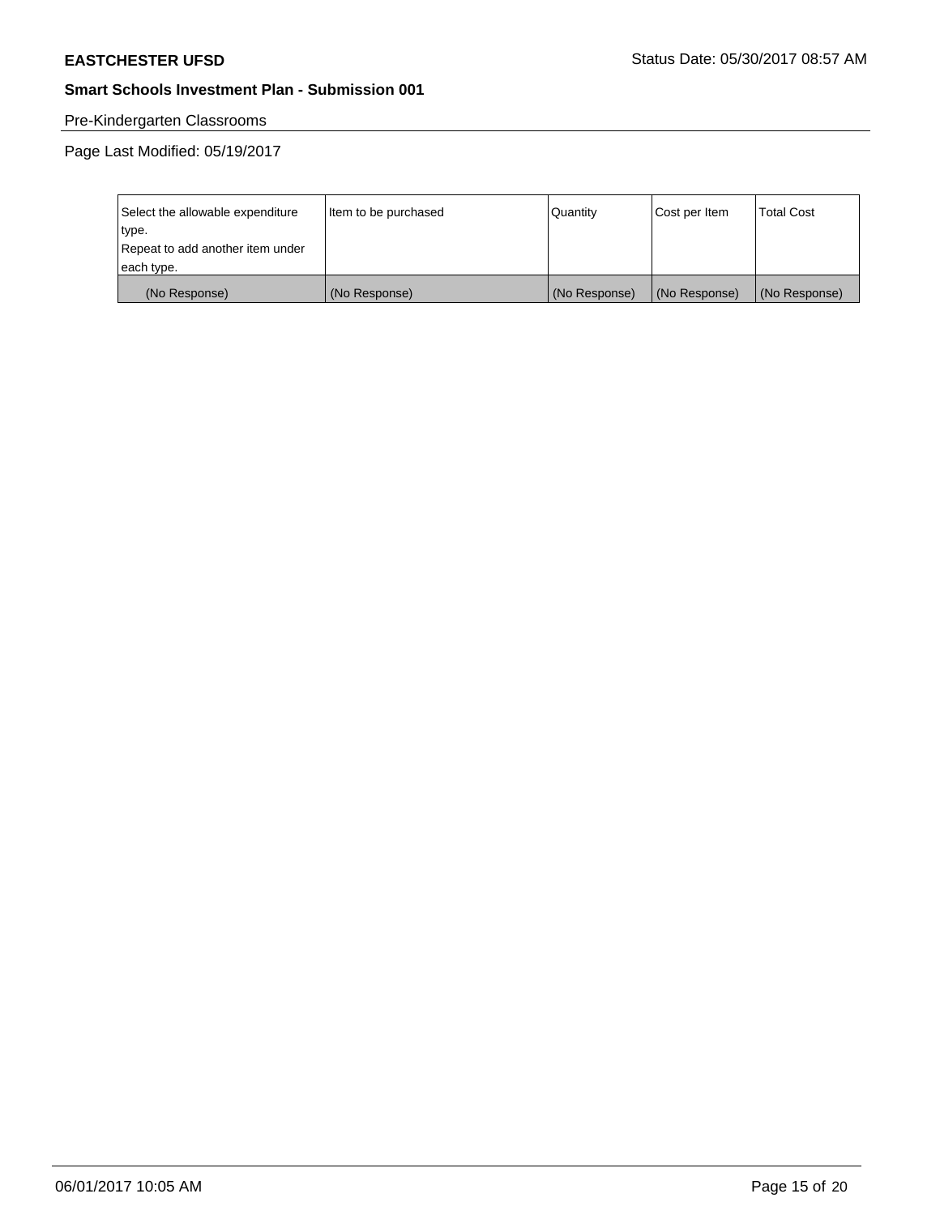**EASTCHESTER UFSD** Status Date: 05/30/2017 08:57 AM

**Smart Schools Investment Plan - Submission 001**

Pre-Kindergarten Classrooms

Page Last Modified: 05/19/2017

| Select the allowable expenditure type. Repeat to add another item under each type. | Item to be purchased | Quantity | Cost per Item | Total Cost |
|---|---|---|---|---|
| (No Response) | (No Response) | (No Response) | (No Response) | (No Response) |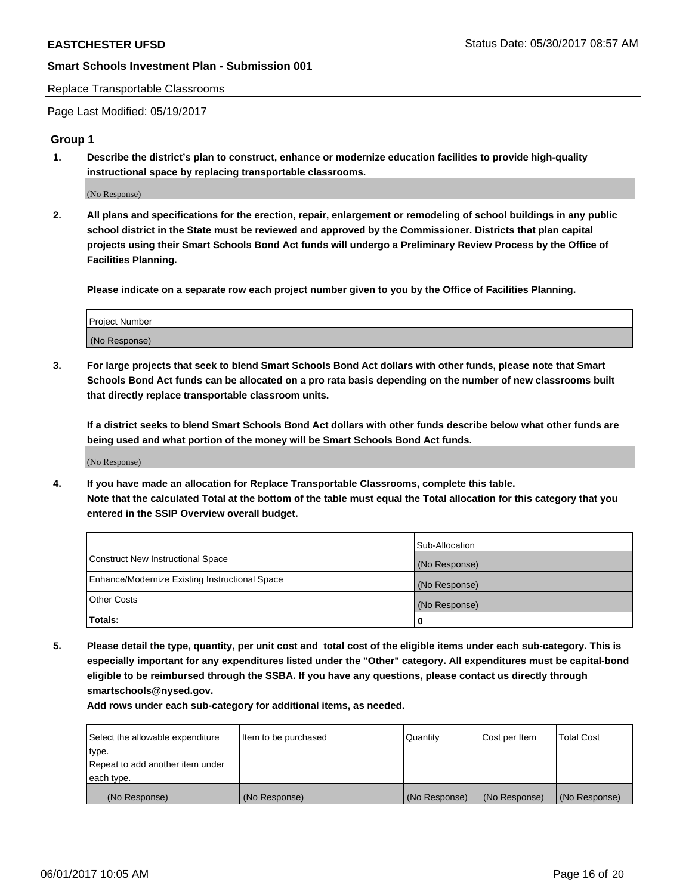Replace Transportable Classrooms

Page Last Modified: 05/19/2017

## Group 1

**1. Describe the district's plan to construct, enhance or modernize education facilities to provide high-quality instructional space by replacing transportable classrooms.**

(No Response)

**2. All plans and specifications for the erection, repair, enlargement or remodeling of school buildings in any public school district in the State must be reviewed and approved by the Commissioner. Districts that plan capital projects using their Smart Schools Bond Act funds will undergo a Preliminary Review Process by the Office of Facilities Planning.**

**Please indicate on a separate row each project number given to you by the Office of Facilities Planning.**

| Project Number |
|---|
| (No Response) |

**3. For large projects that seek to blend Smart Schools Bond Act dollars with other funds, please note that Smart Schools Bond Act funds can be allocated on a pro rata basis depending on the number of new classrooms built that directly replace transportable classroom units.**

**If a district seeks to blend Smart Schools Bond Act dollars with other funds describe below what other funds are being used and what portion of the money will be Smart Schools Bond Act funds.**

(No Response)

**4. If you have made an allocation for Replace Transportable Classrooms, complete this table.**
**Note that the calculated Total at the bottom of the table must equal the Total allocation for this category that you entered in the SSIP Overview overall budget.**

| | Sub-Allocation |
|---|---|
| Construct New Instructional Space | (No Response) |
| Enhance/Modernize Existing Instructional Space | (No Response) |
| Other Costs | (No Response) |
| **Totals:** | **0** |

**5. Please detail the type, quantity, per unit cost and total cost of the eligible items under each sub-category. This is especially important for any expenditures listed under the "Other" category. All expenditures must be capital-bond eligible to be reimbursed through the SSBA. If you have any questions, please contact us directly through smartschools@nysed.gov.**

**Add rows under each sub-category for additional items, as needed.**

| Select the allowable expenditure type. Repeat to add another item under each type. | Item to be purchased | Quantity | Cost per Item | Total Cost |
|---|---|---|---|---|
| (No Response) | (No Response) | (No Response) | (No Response) | (No Response) |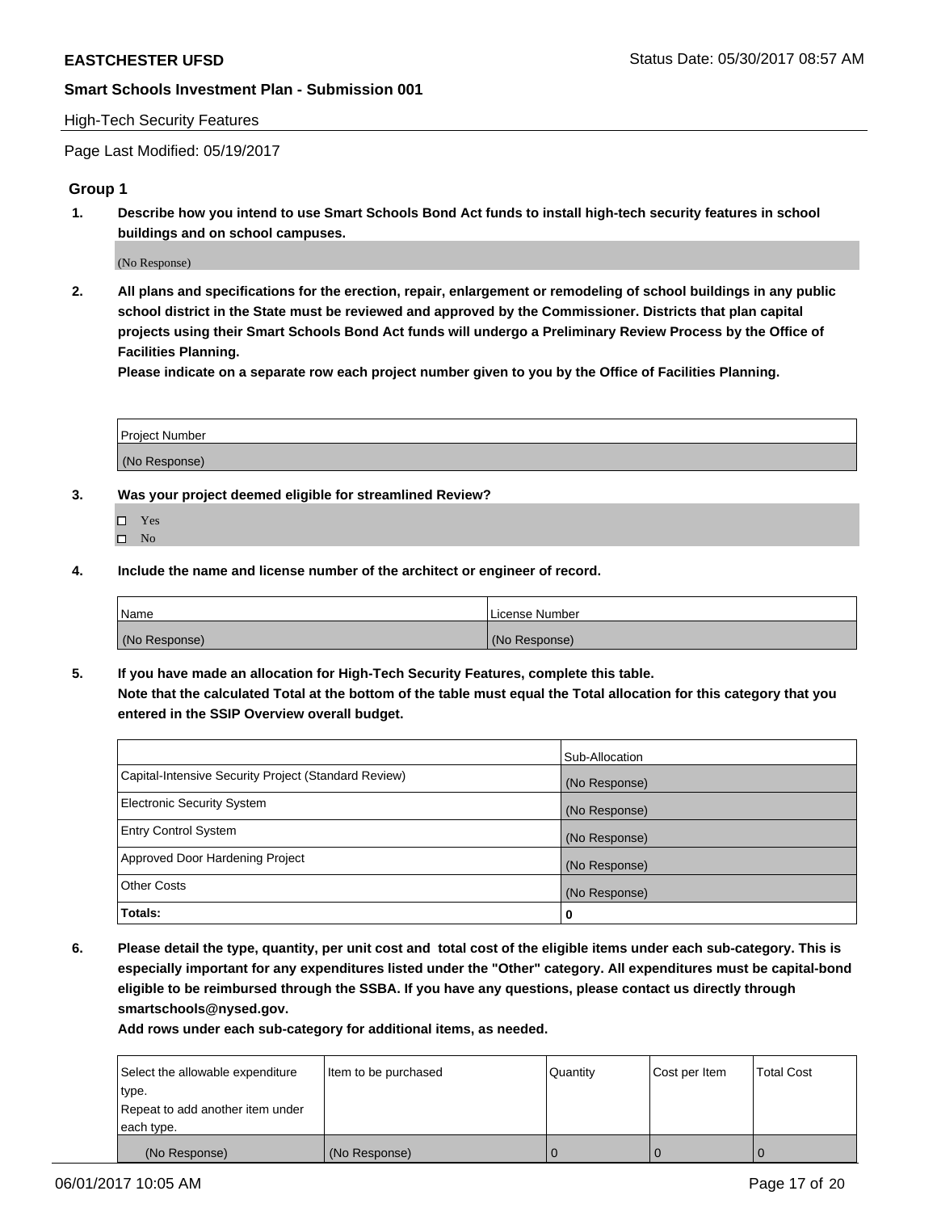High-Tech Security Features

Page Last Modified: 05/19/2017

## Group 1

**1. Describe how you intend to use Smart Schools Bond Act funds to install high-tech security features in school buildings and on school campuses.**

(No Response)

**2. All plans and specifications for the erection, repair, enlargement or remodeling of school buildings in any public school district in the State must be reviewed and approved by the Commissioner. Districts that plan capital projects using their Smart Schools Bond Act funds will undergo a Preliminary Review Process by the Office of Facilities Planning.**

**Please indicate on a separate row each project number given to you by the Office of Facilities Planning.**

| Project Number |
|---|
| (No Response) |

**3. Was your project deemed eligible for streamlined Review?**

- ☐ Yes
- ☐ No

**4. Include the name and license number of the architect or engineer of record.**

| Name | License Number |
|---|---|
| (No Response) | (No Response) |

**5. If you have made an allocation for High-Tech Security Features, complete this table.**
**Note that the calculated Total at the bottom of the table must equal the Total allocation for this category that you entered in the SSIP Overview overall budget.**

| | Sub-Allocation |
|---|---|
| Capital-Intensive Security Project (Standard Review) | (No Response) |
| Electronic Security System | (No Response) |
| Entry Control System | (No Response) |
| Approved Door Hardening Project | (No Response) |
| Other Costs | (No Response) |
| **Totals:** | **0** |

**6. Please detail the type, quantity, per unit cost and total cost of the eligible items under each sub-category. This is especially important for any expenditures listed under the "Other" category. All expenditures must be capital-bond eligible to be reimbursed through the SSBA. If you have any questions, please contact us directly through smartschools@nysed.gov.**

**Add rows under each sub-category for additional items, as needed.**

| Select the allowable expenditure type. Repeat to add another item under each type. | Item to be purchased | Quantity | Cost per Item | Total Cost |
|---|---|---|---|---|
| (No Response) | (No Response) | 0 | 0 | 0 |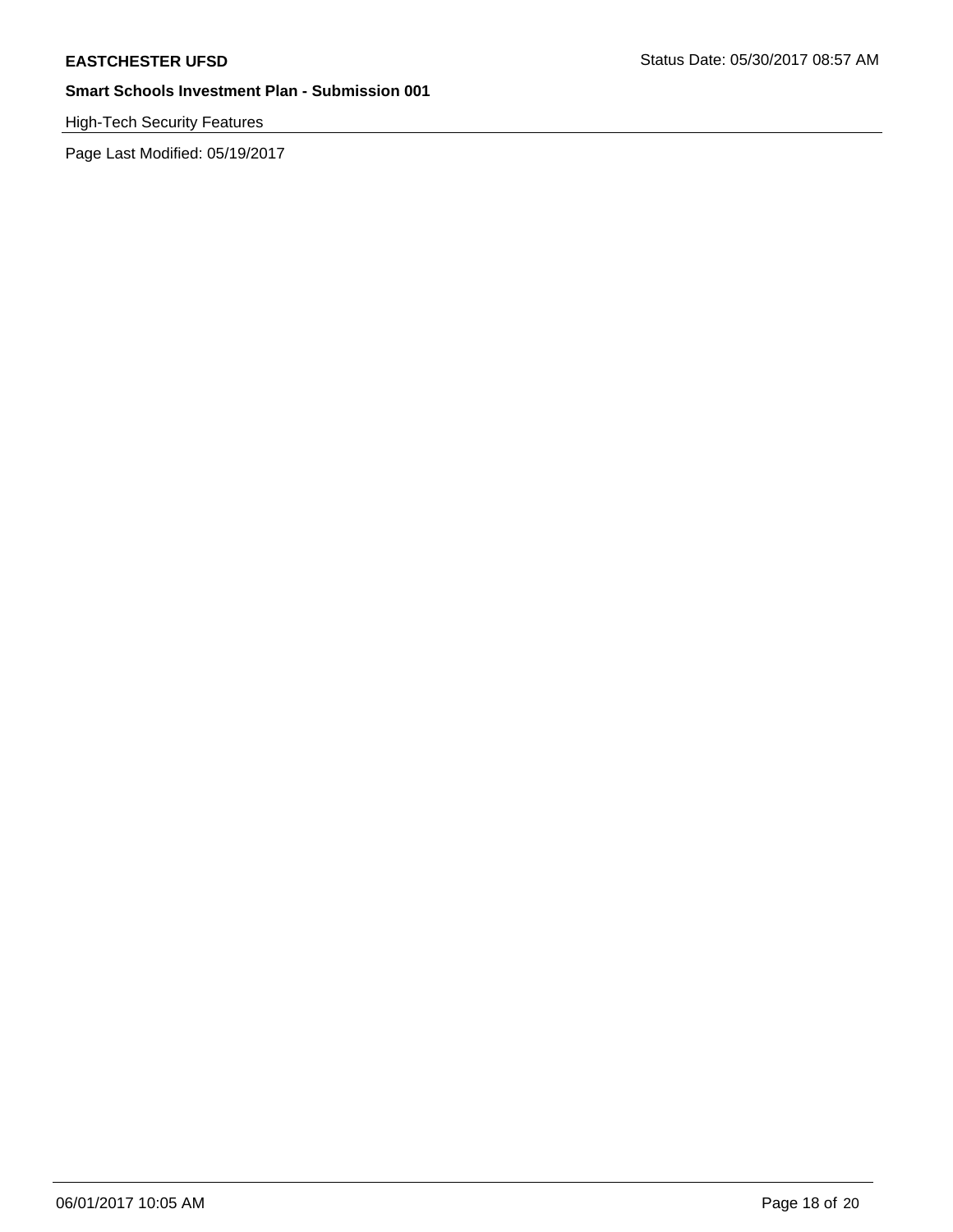High-Tech Security Features

Page Last Modified: 05/19/2017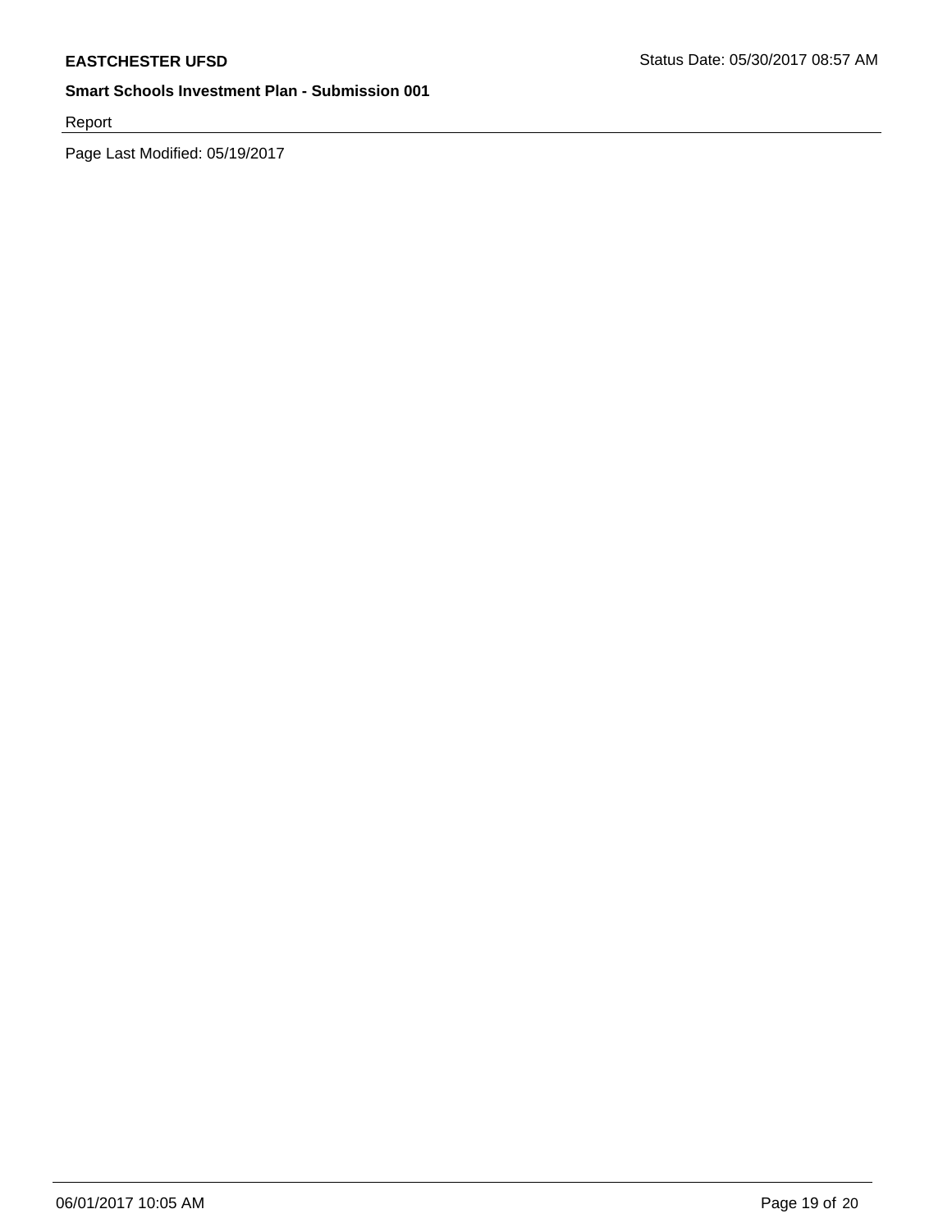Report

Page Last Modified: 05/19/2017